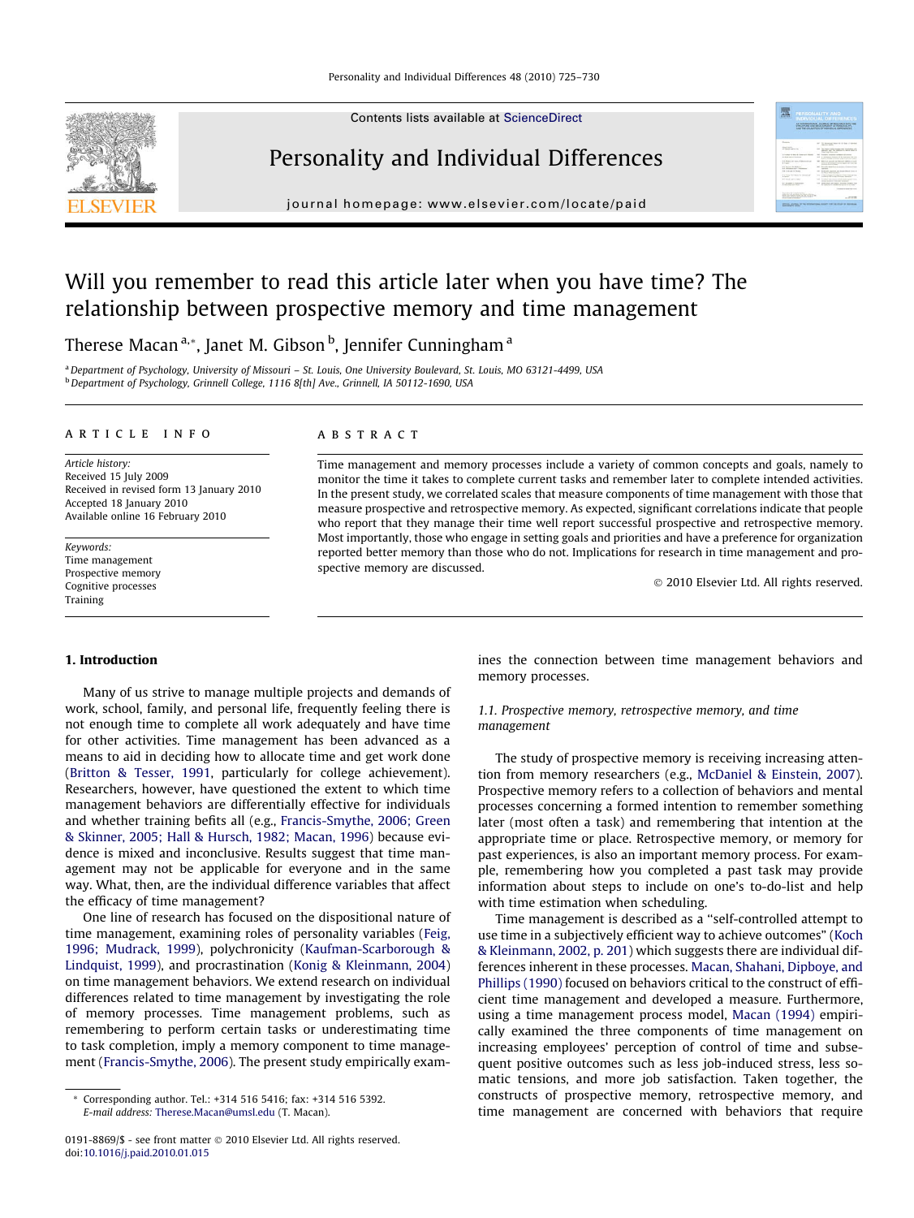Contents lists available at ScienceDirect

# Personality and Individual Differences

journal homepage: www.elsevier.com/locate/paid

# Will you remember to read this article later when you have time? The relationship between prospective memory and time management

Therese Macan [a,*], Janet M. Gibson [b], Jennifer Cunningham [a]

[a] Department of Psychology, University of Missouri – St. Louis, One University Boulevard, St. Louis, MO 63121-4499, USA

[b] Department of Psychology, Grinnell College, 1116 8[th] Ave., Grinnell, IA 50112-1690, USA

**ARTICLE INFO**

*Article history:*
Received 15 July 2009
Received in revised form 13 January 2010
Accepted 18 January 2010
Available online 16 February 2010

*Keywords:*
Time management
Prospective memory
Cognitive processes
Training

**ABSTRACT**

Time management and memory processes include a variety of common concepts and goals, namely to monitor the time it takes to complete current tasks and remember later to complete intended activities. In the present study, we correlated scales that measure components of time management with those that measure prospective and retrospective memory. As expected, significant correlations indicate that people who report that they manage their time well report successful prospective and retrospective memory. Most importantly, those who engage in setting goals and priorities and have a preference for organization reported better memory than those who do not. Implications for research in time management and prospective memory are discussed.

© 2010 Elsevier Ltd. All rights reserved.

## 1. Introduction

Many of us strive to manage multiple projects and demands of work, school, family, and personal life, frequently feeling there is not enough time to complete all work adequately and have time for other activities. Time management has been advanced as a means to aid in deciding how to allocate time and get work done (Britton & Tesser, 1991, particularly for college achievement). Researchers, however, have questioned the extent to which time management behaviors are differentially effective for individuals and whether training befits all (e.g., Francis-Smythe, 2006; Green & Skinner, 2005; Hall & Hursch, 1982; Macan, 1996) because evidence is mixed and inconclusive. Results suggest that time management may not be applicable for everyone and in the same way. What, then, are the individual difference variables that affect the efficacy of time management?

One line of research has focused on the dispositional nature of time management, examining roles of personality variables (Feig, 1996; Mudrack, 1999), polychronicity (Kaufman-Scarborough & Lindquist, 1999), and procrastination (Konig & Kleinmann, 2004) on time management behaviors. We extend research on individual differences related to time management by investigating the role of memory processes. Time management problems, such as remembering to perform certain tasks or underestimating time to task completion, imply a memory component to time management (Francis-Smythe, 2006). The present study empirically examines the connection between time management behaviors and memory processes.

### 1.1. Prospective memory, retrospective memory, and time management

The study of prospective memory is receiving increasing attention from memory researchers (e.g., McDaniel & Einstein, 2007). Prospective memory refers to a collection of behaviors and mental processes concerning a formed intention to remember something later (most often a task) and remembering that intention at the appropriate time or place. Retrospective memory, or memory for past experiences, is also an important memory process. For example, remembering how you completed a past task may provide information about steps to include on one's to-do-list and help with time estimation when scheduling.

Time management is described as a "self-controlled attempt to use time in a subjectively efficient way to achieve outcomes" (Koch & Kleinmann, 2002, p. 201) which suggests there are individual differences inherent in these processes. Macan, Shahani, Dipboye, and Phillips (1990) focused on behaviors critical to the construct of efficient time management and developed a measure. Furthermore, using a time management process model, Macan (1994) empirically examined the three components of time management on increasing employees' perception of control of time and subsequent positive outcomes such as less job-induced stress, less somatic tensions, and more job satisfaction. Taken together, the constructs of prospective memory, retrospective memory, and time management are concerned with behaviors that require

* Corresponding author. Tel.: +314 516 5416; fax: +314 516 5392.
E-mail address: Therese.Macan@umsl.edu (T. Macan).

0191-8869/$ - see front matter © 2010 Elsevier Ltd. All rights reserved.
doi:10.1016/j.paid.2010.01.015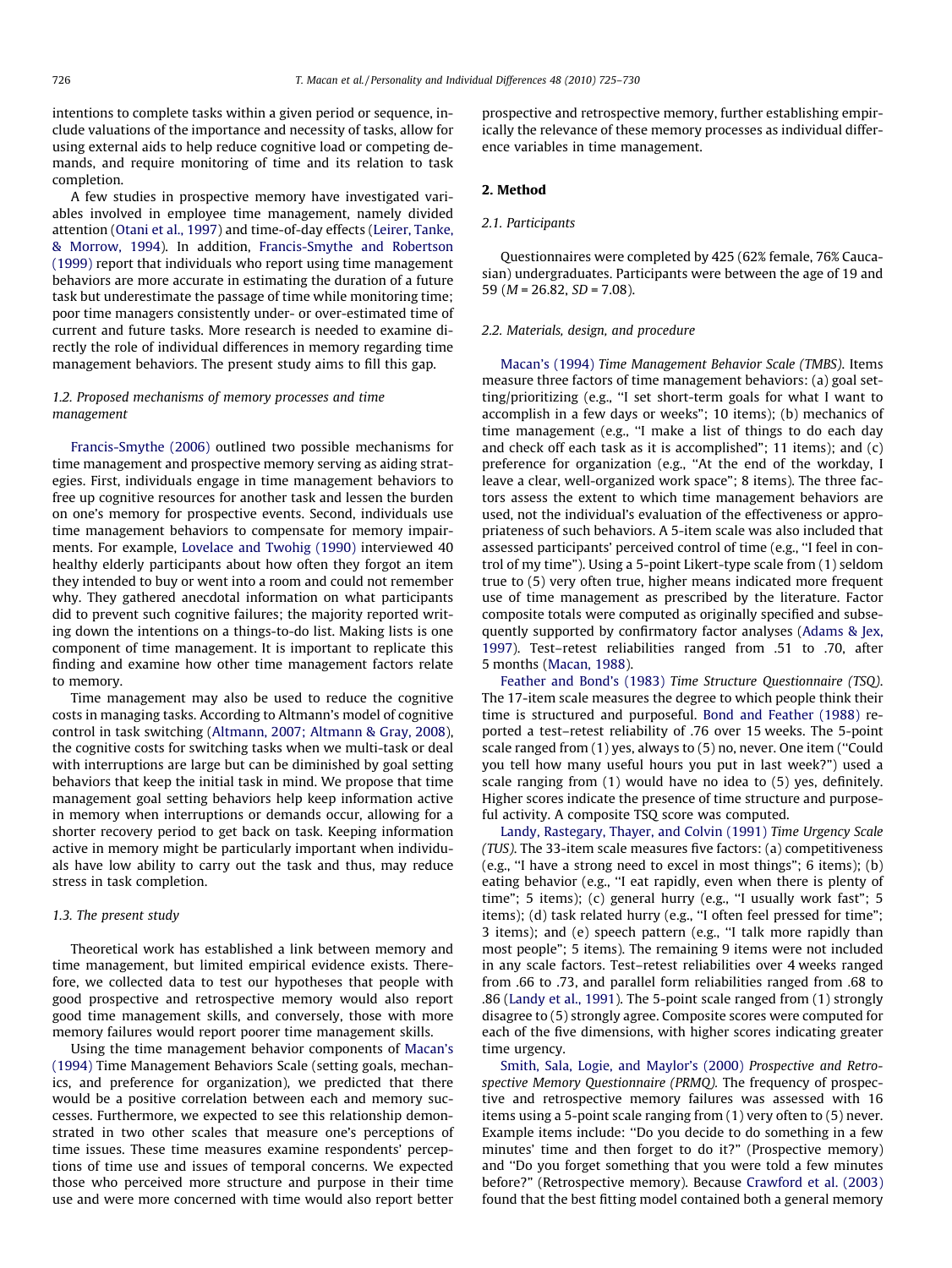intentions to complete tasks within a given period or sequence, include valuations of the importance and necessity of tasks, allow for using external aids to help reduce cognitive load or competing demands, and require monitoring of time and its relation to task completion.

A few studies in prospective memory have investigated variables involved in employee time management, namely divided attention (Otani et al., 1997) and time-of-day effects (Leirer, Tanke, & Morrow, 1994). In addition, Francis-Smythe and Robertson (1999) report that individuals who report using time management behaviors are more accurate in estimating the duration of a future task but underestimate the passage of time while monitoring time; poor time managers consistently under- or over-estimated time of current and future tasks. More research is needed to examine directly the role of individual differences in memory regarding time management behaviors. The present study aims to fill this gap.

### 1.2. Proposed mechanisms of memory processes and time management

Francis-Smythe (2006) outlined two possible mechanisms for time management and prospective memory serving as aiding strategies. First, individuals engage in time management behaviors to free up cognitive resources for another task and lessen the burden on one's memory for prospective events. Second, individuals use time management behaviors to compensate for memory impairments. For example, Lovelace and Twohig (1990) interviewed 40 healthy elderly participants about how often they forgot an item they intended to buy or went into a room and could not remember why. They gathered anecdotal information on what participants did to prevent such cognitive failures; the majority reported writing down the intentions on a things-to-do list. Making lists is one component of time management. It is important to replicate this finding and examine how other time management factors relate to memory.

Time management may also be used to reduce the cognitive costs in managing tasks. According to Altmann's model of cognitive control in task switching (Altmann, 2007; Altmann & Gray, 2008), the cognitive costs for switching tasks when we multi-task or deal with interruptions are large but can be diminished by goal setting behaviors that keep the initial task in mind. We propose that time management goal setting behaviors help keep information active in memory when interruptions or demands occur, allowing for a shorter recovery period to get back on task. Keeping information active in memory might be particularly important when individuals have low ability to carry out the task and thus, may reduce stress in task completion.

### 1.3. The present study

Theoretical work has established a link between memory and time management, but limited empirical evidence exists. Therefore, we collected data to test our hypotheses that people with good prospective and retrospective memory would also report good time management skills, and conversely, those with more memory failures would report poorer time management skills.

Using the time management behavior components of Macan's (1994) Time Management Behaviors Scale (setting goals, mechanics, and preference for organization), we predicted that there would be a positive correlation between each and memory successes. Furthermore, we expected to see this relationship demonstrated in two other scales that measure one's perceptions of time issues. These time measures examine respondents' perceptions of time use and issues of temporal concerns. We expected those who perceived more structure and purpose in their time use and were more concerned with time would also report better prospective and retrospective memory, further establishing empirically the relevance of these memory processes as individual difference variables in time management.

## 2. Method

### 2.1. Participants

Questionnaires were completed by 425 (62% female, 76% Caucasian) undergraduates. Participants were between the age of 19 and 59 ($M = 26.82$, $SD = 7.08$).

### 2.2. Materials, design, and procedure

Macan's (1994) *Time Management Behavior Scale (TMBS)*. Items measure three factors of time management behaviors: (a) goal setting/prioritizing (e.g., "I set short-term goals for what I want to accomplish in a few days or weeks"; 10 items); (b) mechanics of time management (e.g., "I make a list of things to do each day and check off each task as it is accomplished"; 11 items); and (c) preference for organization (e.g., "At the end of the workday, I leave a clear, well-organized work space"; 8 items). The three factors assess the extent to which time management behaviors are used, not the individual's evaluation of the effectiveness or appropriateness of such behaviors. A 5-item scale was also included that assessed participants' perceived control of time (e.g., "I feel in control of my time"). Using a 5-point Likert-type scale from (1) seldom true to (5) very often true, higher means indicated more frequent use of time management as prescribed by the literature. Factor composite totals were computed as originally specified and subsequently supported by confirmatory factor analyses (Adams & Jex, 1997). Test–retest reliabilities ranged from .51 to .70, after 5 months (Macan, 1988).

Feather and Bond's (1983) *Time Structure Questionnaire (TSQ)*. The 17-item scale measures the degree to which people think their time is structured and purposeful. Bond and Feather (1988) reported a test–retest reliability of .76 over 15 weeks. The 5-point scale ranged from (1) yes, always to (5) no, never. One item ("Could you tell how many useful hours you put in last week?") used a scale ranging from (1) would have no idea to (5) yes, definitely. Higher scores indicate the presence of time structure and purposeful activity. A composite TSQ score was computed.

Landy, Rastegary, Thayer, and Colvin (1991) *Time Urgency Scale (TUS)*. The 33-item scale measures five factors: (a) competitiveness (e.g., "I have a strong need to excel in most things"; 6 items); (b) eating behavior (e.g., "I eat rapidly, even when there is plenty of time"; 5 items); (c) general hurry (e.g., "I usually work fast"; 5 items); (d) task related hurry (e.g., "I often feel pressed for time"; 3 items); and (e) speech pattern (e.g., "I talk more rapidly than most people"; 5 items). The remaining 9 items were not included in any scale factors. Test–retest reliabilities over 4 weeks ranged from .66 to .73, and parallel form reliabilities ranged from .68 to .86 (Landy et al., 1991). The 5-point scale ranged from (1) strongly disagree to (5) strongly agree. Composite scores were computed for each of the five dimensions, with higher scores indicating greater time urgency.

Smith, Sala, Logie, and Maylor's (2000) *Prospective and Retrospective Memory Questionnaire (PRMQ)*. The frequency of prospective and retrospective memory failures was assessed with 16 items using a 5-point scale ranging from (1) very often to (5) never. Example items include: "Do you decide to do something in a few minutes' time and then forget to do it?" (Prospective memory) and "Do you forget something that you were told a few minutes before?" (Retrospective memory). Because Crawford et al. (2003) found that the best fitting model contained both a general memory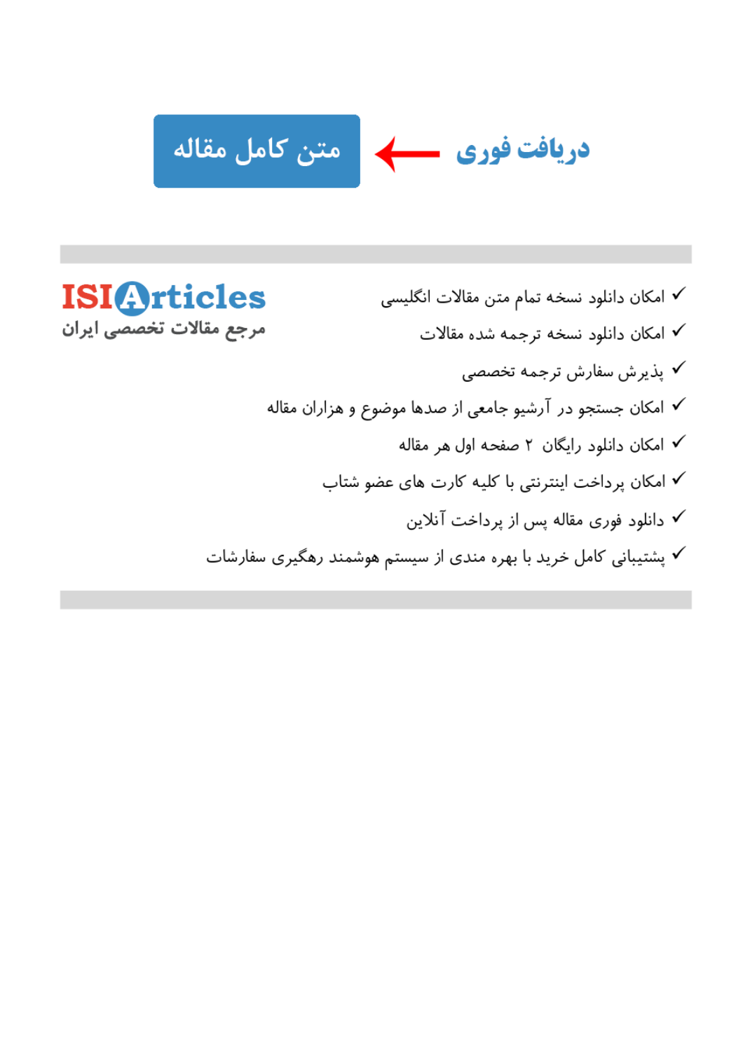دریافت فوری ← متن کامل مقاله

ISIArticles
مرجع مقالات تخصصی ایران

- ✓ امکان دانلود نسخه تمام متن مقالات انگلیسی
- ✓ امکان دانلود نسخه ترجمه شده مقالات
- ✓ پذیرش سفارش ترجمه تخصصی
- ✓ امکان جستجو در آرشیو جامعی از صدها موضوع و هزاران مقاله
- ✓ امکان دانلود رایگان ۲ صفحه اول هر مقاله
- ✓ امکان پرداخت اینترنتی با کلیه کارت های عضو شتاب
- ✓ دانلود فوری مقاله پس از پرداخت آنلاین
- ✓ پشتیبانی کامل خرید با بهره مندی از سیستم هوشمند رهگیری سفارشات